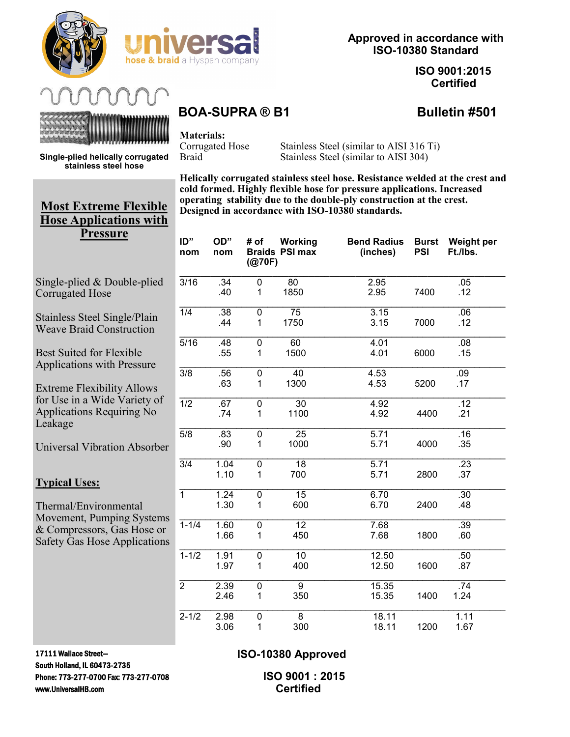Approved in accordance with ISO-10380 Standard

ISO 9001:2015 Certified

Single-plied helically corrugated stainless steel hose

# BOA-SUPRA ® B1

**Bulletin #501**

**Materials:**

| | |
|---|---|
| Corrugated Hose | Stainless Steel (similar to AISI 316 Ti) |
| Braid | Stainless Steel (similar to AISI 304) |

**Helically corrugated stainless steel hose. Resistance welded at the crest and cold formed. Highly flexible hose for pressure applications. Increased operating stability due to the double-ply construction at the crest. Designed in accordance with ISO-10380 standards.**

## Most Extreme Flexible Hose Applications with Pressure

Single-plied & Double-plied Corrugated Hose

Stainless Steel Single/Plain Weave Braid Construction

Best Suited for Flexible Applications with Pressure

Extreme Flexibility Allows for Use in a Wide Variety of Applications Requiring No Leakage

Universal Vibration Absorber

**Typical Uses:**

Thermal/Environmental Movement, Pumping Systems & Compressors, Gas Hose or Safety Gas Hose Applications

| ID" nom | OD" nom | # of Braids | Working PSI max (@70F) | Bend Radius (inches) | Burst PSI | Weight per Ft./lbs. |
|---|---|---|---|---|---|---|
| 3/16 | .34 | 0 | 80 | 2.95 | | .05 |
| | .40 | 1 | 1850 | 2.95 | 7400 | .12 |
| 1/4 | .38 | 0 | 75 | 3.15 | | .06 |
| | .44 | 1 | 1750 | 3.15 | 7000 | .12 |
| 5/16 | .48 | 0 | 60 | 4.01 | | .08 |
| | .55 | 1 | 1500 | 4.01 | 6000 | .15 |
| 3/8 | .56 | 0 | 40 | 4.53 | | .09 |
| | .63 | 1 | 1300 | 4.53 | 5200 | .17 |
| 1/2 | .67 | 0 | 30 | 4.92 | | .12 |
| | .74 | 1 | 1100 | 4.92 | 4400 | .21 |
| 5/8 | .83 | 0 | 25 | 5.71 | | .16 |
| | .90 | 1 | 1000 | 5.71 | 4000 | .35 |
| 3/4 | 1.04 | 0 | 18 | 5.71 | | .23 |
| | 1.10 | 1 | 700 | 5.71 | 2800 | .37 |
| 1 | 1.24 | 0 | 15 | 6.70 | | .30 |
| | 1.30 | 1 | 600 | 6.70 | 2400 | .48 |
| 1-1/4 | 1.60 | 0 | 12 | 7.68 | | .39 |
| | 1.66 | 1 | 450 | 7.68 | 1800 | .60 |
| 1-1/2 | 1.91 | 0 | 10 | 12.50 | | .50 |
| | 1.97 | 1 | 400 | 12.50 | 1600 | .87 |
| 2 | 2.39 | 0 | 9 | 15.35 | | .74 |
| | 2.46 | 1 | 350 | 15.35 | 1400 | 1.24 |
| 2-1/2 | 2.98 | 0 | 8 | 18.11 | | 1.11 |
| | 3.06 | 1 | 300 | 18.11 | 1200 | 1.67 |

17111 Wallace Street—
South Holland, IL 60473-2735
Phone: 773-277-0700 Fax: 773-277-0708
www.UniversalHB.com

**ISO-10380 Approved**

**ISO 9001 : 2015 Certified**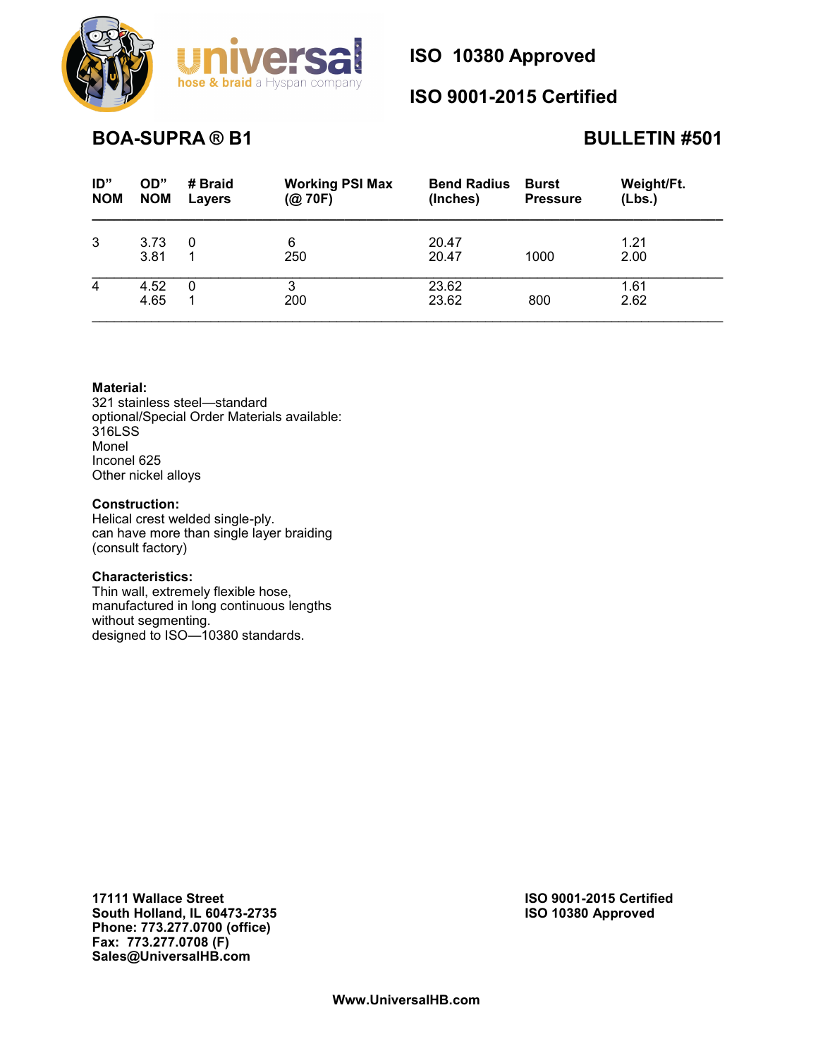ISO 10380 Approved

ISO 9001-2015 Certified

## BOA-SUPRA ® B1

## BULLETIN #501

| ID" NOM | OD" NOM | # Braid Layers | Working PSI Max (@ 70F) | Bend Radius (Inches) | Burst Pressure | Weight/Ft. (Lbs.) |
|---|---|---|---|---|---|---|
| 3 | 3.73 | 0 | 6 | 20.47 | | 1.21 |
| | 3.81 | 1 | 250 | 20.47 | 1000 | 2.00 |
| 4 | 4.52 | 0 | 3 | 23.62 | | 1.61 |
| | 4.65 | 1 | 200 | 23.62 | 800 | 2.62 |

**Material:**
321 stainless steel—standard
optional/Special Order Materials available:
316LSS
Monel
Inconel 625
Other nickel alloys

**Construction:**
Helical crest welded single-ply.
can have more than single layer braiding
(consult factory)

**Characteristics:**
Thin wall, extremely flexible hose,
manufactured in long continuous lengths
without segmenting.
designed to ISO—10380 standards.

**17111 Wallace Street**
**South Holland, IL 60473-2735**
**Phone: 773.277.0700 (office)**
**Fax: 773.277.0708 (F)**
**Sales@UniversalHB.com**

**ISO 9001-2015 Certified**
**ISO 10380 Approved**

**Www.UniversalHB.com**